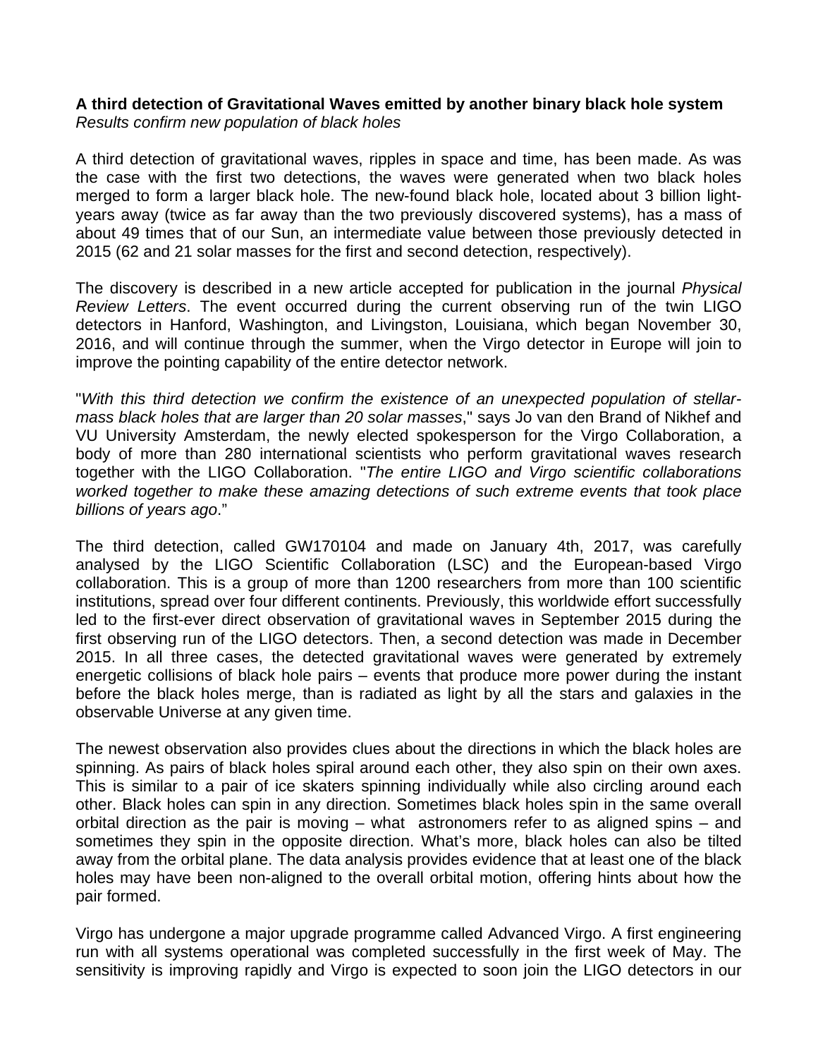**A third detection of Gravitational Waves emitted by another binary black hole system**
*Results confirm new population of black holes*

A third detection of gravitational waves, ripples in space and time, has been made. As was the case with the first two detections, the waves were generated when two black holes merged to form a larger black hole. The new-found black hole, located about 3 billion light-years away (twice as far away than the two previously discovered systems), has a mass of about 49 times that of our Sun, an intermediate value between those previously detected in 2015 (62 and 21 solar masses for the first and second detection, respectively).

The discovery is described in a new article accepted for publication in the journal *Physical Review Letters*. The event occurred during the current observing run of the twin LIGO detectors in Hanford, Washington, and Livingston, Louisiana, which began November 30, 2016, and will continue through the summer, when the Virgo detector in Europe will join to improve the pointing capability of the entire detector network.

"*With this third detection we confirm the existence of an unexpected population of stellar-mass black holes that are larger than 20 solar masses*," says Jo van den Brand of Nikhef and VU University Amsterdam, the newly elected spokesperson for the Virgo Collaboration, a body of more than 280 international scientists who perform gravitational waves research together with the LIGO Collaboration. "*The entire LIGO and Virgo scientific collaborations worked together to make these amazing detections of such extreme events that took place billions of years ago*."

The third detection, called GW170104 and made on January 4th, 2017, was carefully analysed by the LIGO Scientific Collaboration (LSC) and the European-based Virgo collaboration. This is a group of more than 1200 researchers from more than 100 scientific institutions, spread over four different continents. Previously, this worldwide effort successfully led to the first-ever direct observation of gravitational waves in September 2015 during the first observing run of the LIGO detectors. Then, a second detection was made in December 2015. In all three cases, the detected gravitational waves were generated by extremely energetic collisions of black hole pairs – events that produce more power during the instant before the black holes merge, than is radiated as light by all the stars and galaxies in the observable Universe at any given time.

The newest observation also provides clues about the directions in which the black holes are spinning. As pairs of black holes spiral around each other, they also spin on their own axes. This is similar to a pair of ice skaters spinning individually while also circling around each other. Black holes can spin in any direction. Sometimes black holes spin in the same overall orbital direction as the pair is moving – what astronomers refer to as aligned spins – and sometimes they spin in the opposite direction. What's more, black holes can also be tilted away from the orbital plane. The data analysis provides evidence that at least one of the black holes may have been non-aligned to the overall orbital motion, offering hints about how the pair formed.

Virgo has undergone a major upgrade programme called Advanced Virgo. A first engineering run with all systems operational was completed successfully in the first week of May. The sensitivity is improving rapidly and Virgo is expected to soon join the LIGO detectors in our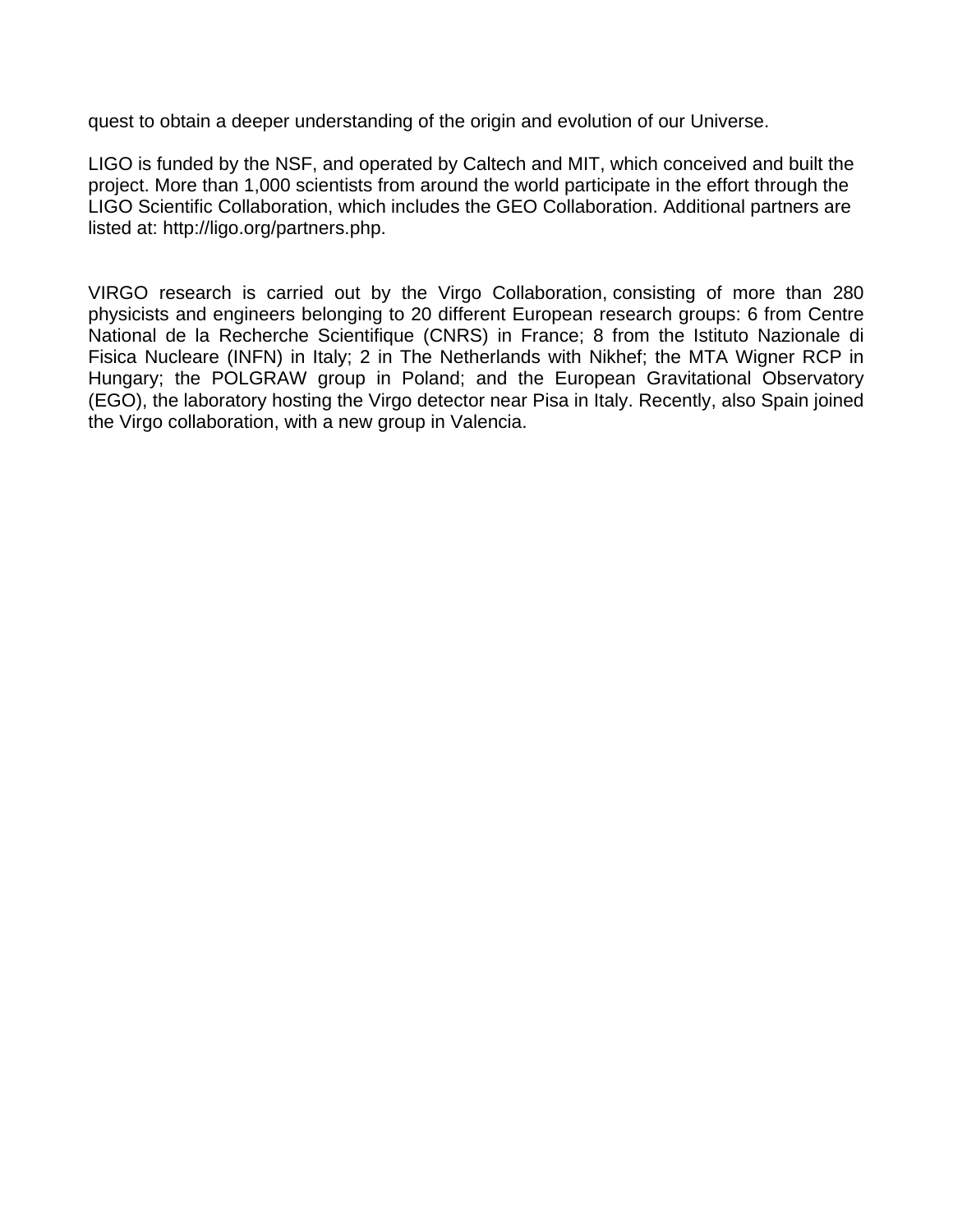quest to obtain a deeper understanding of the origin and evolution of our Universe.

LIGO is funded by the NSF, and operated by Caltech and MIT, which conceived and built the project. More than 1,000 scientists from around the world participate in the effort through the LIGO Scientific Collaboration, which includes the GEO Collaboration. Additional partners are listed at: http://ligo.org/partners.php.

VIRGO research is carried out by the Virgo Collaboration, consisting of more than 280 physicists and engineers belonging to 20 different European research groups: 6 from Centre National de la Recherche Scientifique (CNRS) in France; 8 from the Istituto Nazionale di Fisica Nucleare (INFN) in Italy; 2 in The Netherlands with Nikhef; the MTA Wigner RCP in Hungary; the POLGRAW group in Poland; and the European Gravitational Observatory (EGO), the laboratory hosting the Virgo detector near Pisa in Italy. Recently, also Spain joined the Virgo collaboration, with a new group in Valencia.